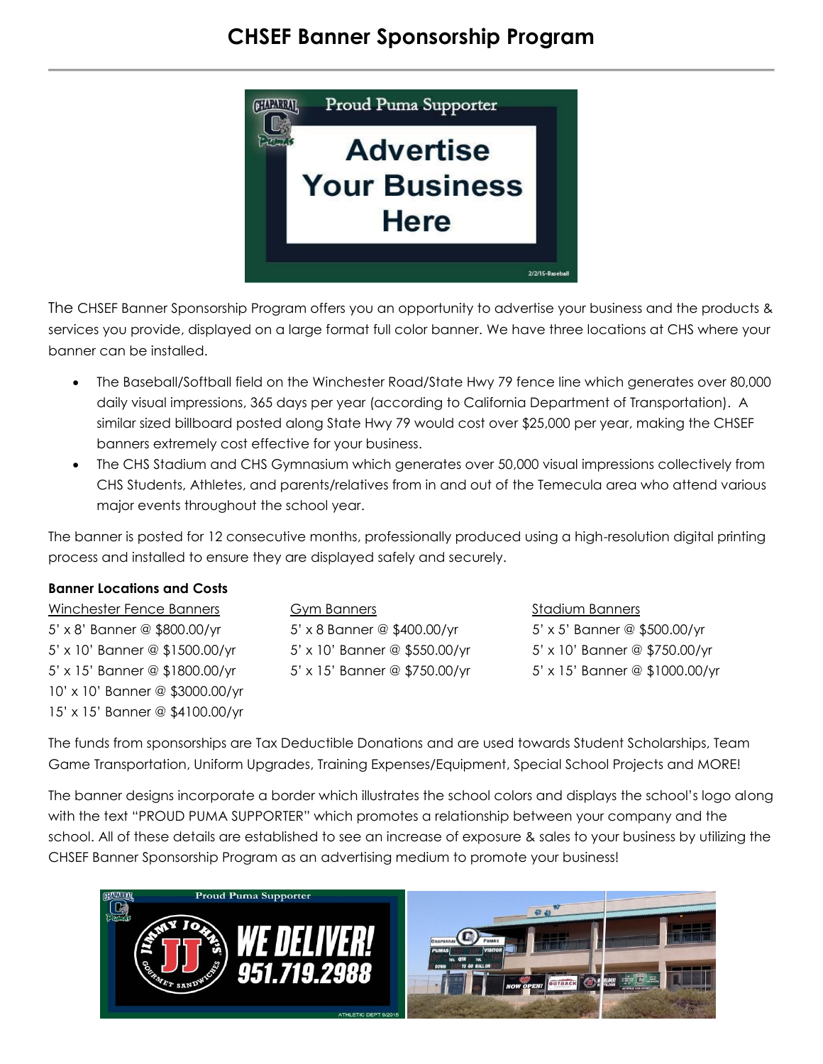# CHSEF Banner Sponsorship Program

The CHSEF Banner Sponsorship Program offers you an opportunity to advertise your business and the products & services you provide, displayed on a large format full color banner. We have three locations at CHS where your banner can be installed.

- The Baseball/Softball field on the Winchester Road/State Hwy 79 fence line which generates over 80,000 daily visual impressions, 365 days per year (according to California Department of Transportation). A similar sized billboard posted along State Hwy 79 would cost over $25,000 per year, making the CHSEF banners extremely cost effective for your business.
- The CHS Stadium and CHS Gymnasium which generates over 50,000 visual impressions collectively from CHS Students, Athletes, and parents/relatives from in and out of the Temecula area who attend various major events throughout the school year.

The banner is posted for 12 consecutive months, professionally produced using a high-resolution digital printing process and installed to ensure they are displayed safely and securely.

**Banner Locations and Costs**

| Winchester Fence Banners | Gym Banners | Stadium Banners |
|---|---|---|
| 5' x 8' Banner @ $800.00/yr | 5' x 8 Banner @ $400.00/yr | 5' x 5' Banner @ $500.00/yr |
| 5' x 10' Banner @ $1500.00/yr | 5' x 10' Banner @ $550.00/yr | 5' x 10' Banner @ $750.00/yr |
| 5' x 15' Banner @ $1800.00/yr | 5' x 15' Banner @ $750.00/yr | 5' x 15' Banner @ $1000.00/yr |
| 10' x 10' Banner @ $3000.00/yr | | |
| 15' x 15' Banner @ $4100.00/yr | | |

The funds from sponsorships are Tax Deductible Donations and are used towards Student Scholarships, Team Game Transportation, Uniform Upgrades, Training Expenses/Equipment, Special School Projects and MORE!

The banner designs incorporate a border which illustrates the school colors and displays the school's logo along with the text "PROUD PUMA SUPPORTER" which promotes a relationship between your company and the school. All of these details are established to see an increase of exposure & sales to your business by utilizing the CHSEF Banner Sponsorship Program as an advertising medium to promote your business!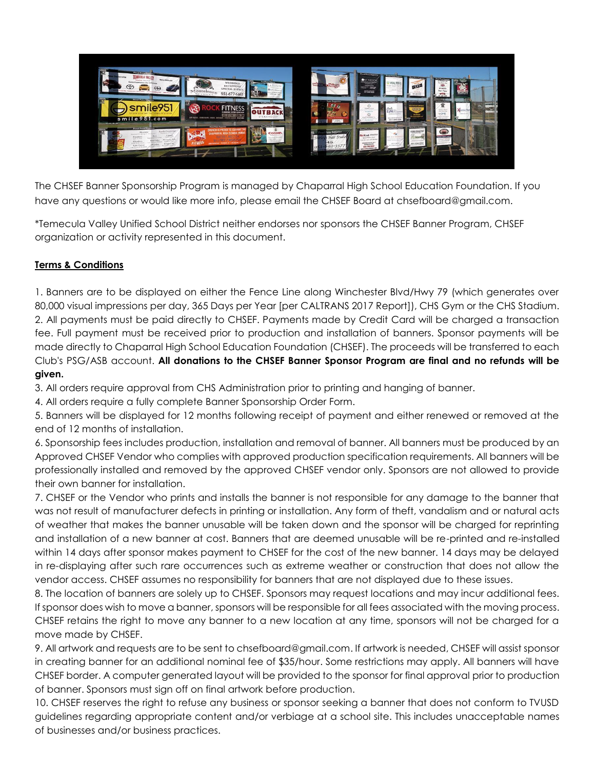The CHSEF Banner Sponsorship Program is managed by Chaparral High School Education Foundation. If you have any questions or would like more info, please email the CHSEF Board at chsefboard@gmail.com.

*Temecula Valley Unified School District neither endorses nor sponsors the CHSEF Banner Program, CHSEF organization or activity represented in this document.

**Terms & Conditions**

1. Banners are to be displayed on either the Fence Line along Winchester Blvd/Hwy 79 (which generates over 80,000 visual impressions per day, 365 Days per Year [per CALTRANS 2017 Report]), CHS Gym or the CHS Stadium.
2. All payments must be paid directly to CHSEF. Payments made by Credit Card will be charged a transaction fee. Full payment must be received prior to production and installation of banners. Sponsor payments will be made directly to Chaparral High School Education Foundation (CHSEF). The proceeds will be transferred to each Club's PSG/ASB account. **All donations to the CHSEF Banner Sponsor Program are final and no refunds will be given.**
3. All orders require approval from CHS Administration prior to printing and hanging of banner.
4. All orders require a fully complete Banner Sponsorship Order Form.
5. Banners will be displayed for 12 months following receipt of payment and either renewed or removed at the end of 12 months of installation.
6. Sponsorship fees includes production, installation and removal of banner. All banners must be produced by an Approved CHSEF Vendor who complies with approved production specification requirements. All banners will be professionally installed and removed by the approved CHSEF vendor only. Sponsors are not allowed to provide their own banner for installation.
7. CHSEF or the Vendor who prints and installs the banner is not responsible for any damage to the banner that was not result of manufacturer defects in printing or installation. Any form of theft, vandalism and or natural acts of weather that makes the banner unusable will be taken down and the sponsor will be charged for reprinting and installation of a new banner at cost. Banners that are deemed unusable will be re-printed and re-installed within 14 days after sponsor makes payment to CHSEF for the cost of the new banner. 14 days may be delayed in re-displaying after such rare occurrences such as extreme weather or construction that does not allow the vendor access. CHSEF assumes no responsibility for banners that are not displayed due to these issues.
8. The location of banners are solely up to CHSEF. Sponsors may request locations and may incur additional fees. If sponsor does wish to move a banner, sponsors will be responsible for all fees associated with the moving process. CHSEF retains the right to move any banner to a new location at any time, sponsors will not be charged for a move made by CHSEF.
9. All artwork and requests are to be sent to chsefboard@gmail.com. If artwork is needed, CHSEF will assist sponsor in creating banner for an additional nominal fee of $35/hour. Some restrictions may apply. All banners will have CHSEF border. A computer generated layout will be provided to the sponsor for final approval prior to production of banner. Sponsors must sign off on final artwork before production.
10. CHSEF reserves the right to refuse any business or sponsor seeking a banner that does not conform to TVUSD guidelines regarding appropriate content and/or verbiage at a school site. This includes unacceptable names of businesses and/or business practices.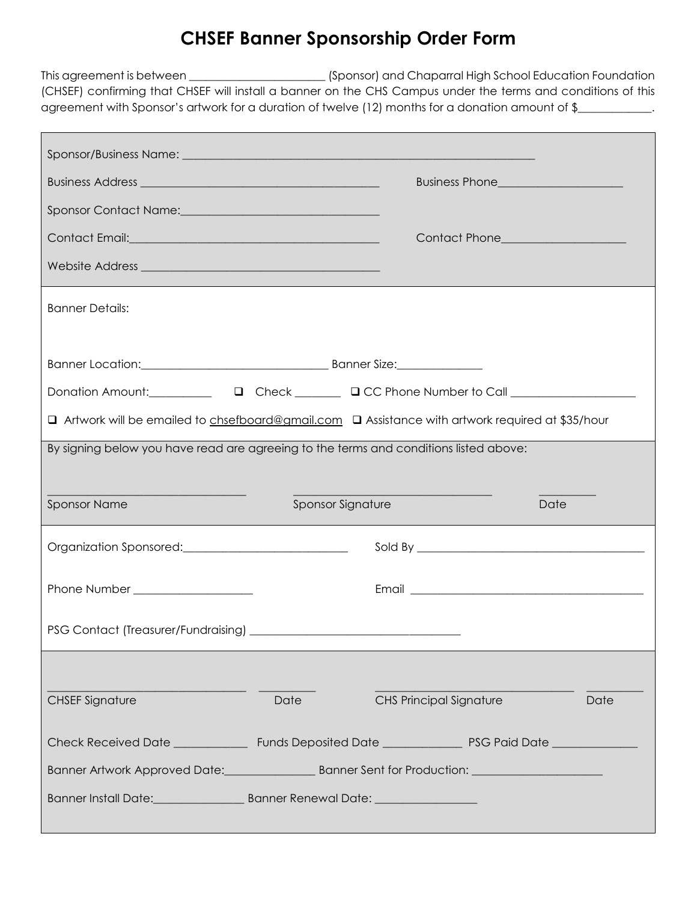# CHSEF Banner Sponsorship Order Form

This agreement is between _______________________ (Sponsor) and Chaparral High School Education Foundation (CHSEF) confirming that CHSEF will install a banner on the CHS Campus under the terms and conditions of this agreement with Sponsor's artwork for a duration of twelve (12) months for a donation amount of $_____________.

Sponsor/Business Name: ____________________________________________________________

Business Address ________________________________________ Business Phone_____________________

Sponsor Contact Name:_________________________________

Contact Email:__________________________________________ Contact Phone_____________________

Website Address ________________________________________

Banner Details:

Banner Location:________________________________ Banner Size:______________

Donation Amount:__________ ❑ Check ________ ❑ CC Phone Number to Call _____________________

❑ Artwork will be emailed to chsefboard@gmail.com ❑ Assistance with artwork required at $35/hour

By signing below you have read are agreeing to the terms and conditions listed above:

_________________________________ _________________________________ _________

Sponsor Name Sponsor Signature Date

Organization Sponsored:____________________________ Sold By _______________________________________

Phone Number ____________________ Email _______________________________________

PSG Contact (Treasurer/Fundraising) ___________________________________

_________________________________ _________ _________________________________ _________

CHSEF Signature Date CHS Principal Signature Date

Check Received Date ____________ Funds Deposited Date _____________ PSG Paid Date ______________

Banner Artwork Approved Date:_______________ Banner Sent for Production: ______________________

Banner Install Date:_______________ Banner Renewal Date: _________________